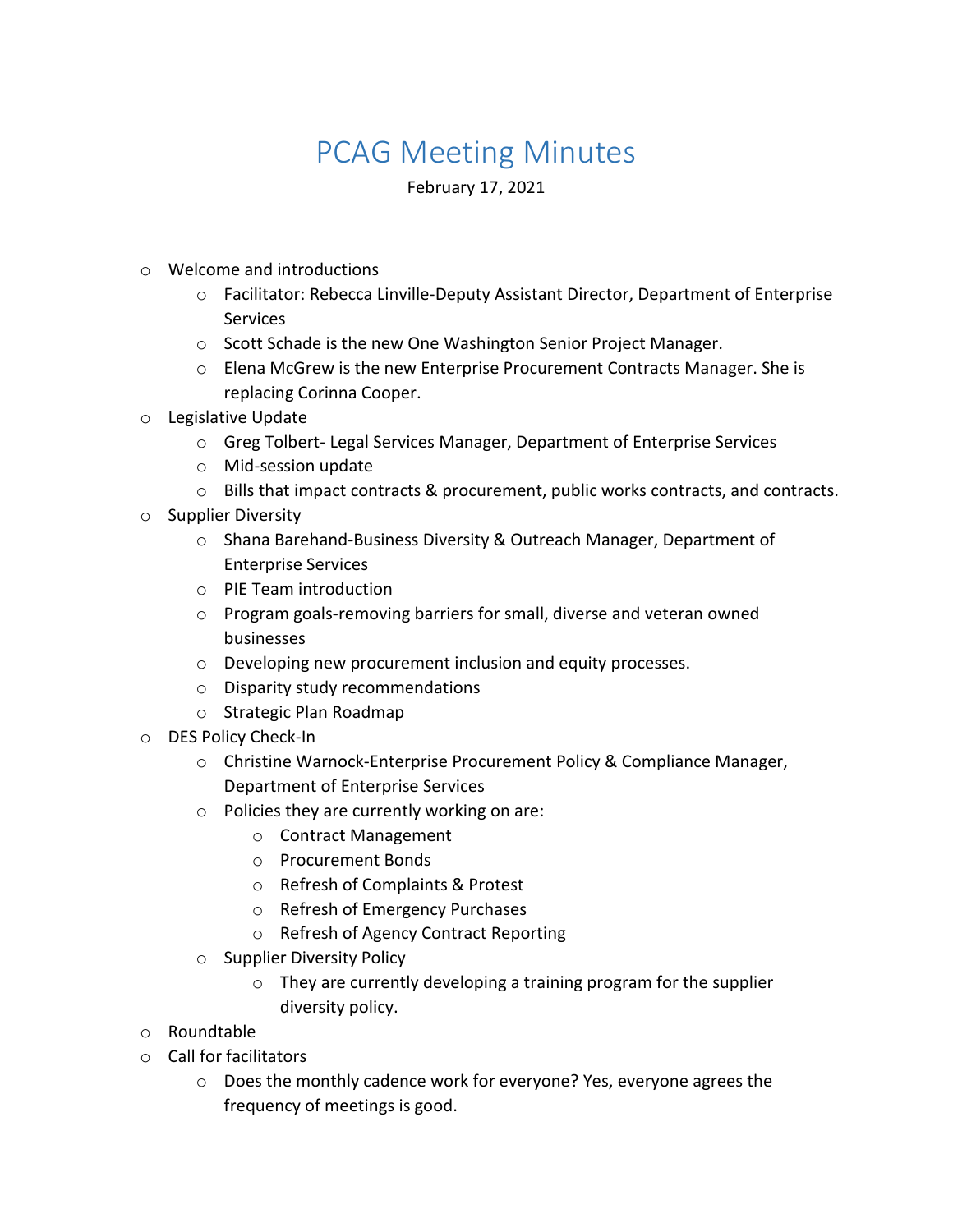# PCAG Meeting Minutes

February 17, 2021

- Welcome and introductions
  - Facilitator: Rebecca Linville-Deputy Assistant Director, Department of Enterprise Services
  - Scott Schade is the new One Washington Senior Project Manager.
  - Elena McGrew is the new Enterprise Procurement Contracts Manager. She is replacing Corinna Cooper.
- Legislative Update
  - Greg Tolbert- Legal Services Manager, Department of Enterprise Services
  - Mid-session update
  - Bills that impact contracts & procurement, public works contracts, and contracts.
- Supplier Diversity
  - Shana Barehand-Business Diversity & Outreach Manager, Department of Enterprise Services
  - PIE Team introduction
  - Program goals-removing barriers for small, diverse and veteran owned businesses
  - Developing new procurement inclusion and equity processes.
  - Disparity study recommendations
  - Strategic Plan Roadmap
- DES Policy Check-In
  - Christine Warnock-Enterprise Procurement Policy & Compliance Manager, Department of Enterprise Services
  - Policies they are currently working on are:
    - Contract Management
    - Procurement Bonds
    - Refresh of Complaints & Protest
    - Refresh of Emergency Purchases
    - Refresh of Agency Contract Reporting
  - Supplier Diversity Policy
    - They are currently developing a training program for the supplier diversity policy.
- Roundtable
- Call for facilitators
  - Does the monthly cadence work for everyone? Yes, everyone agrees the frequency of meetings is good.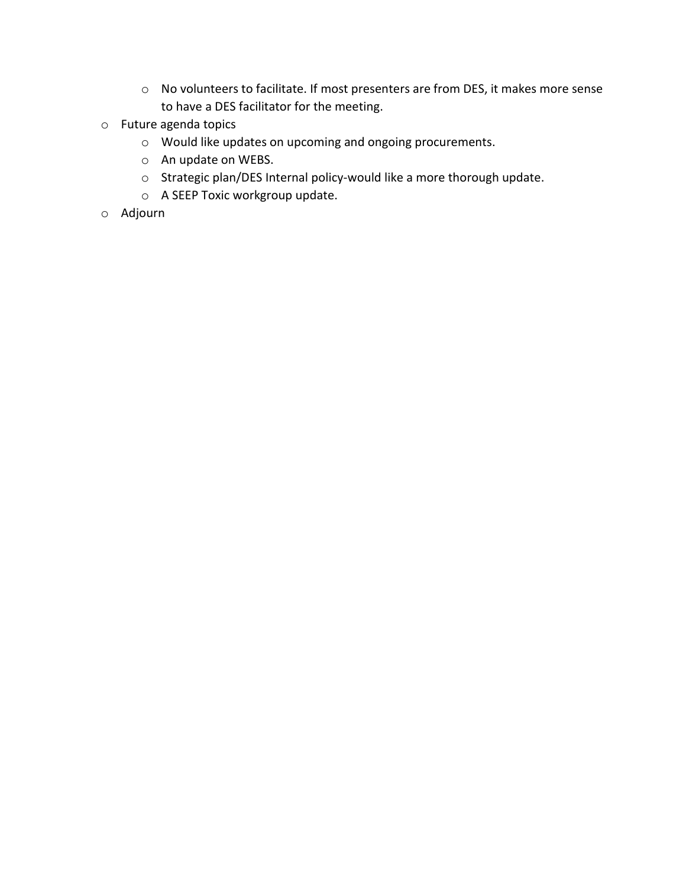- No volunteers to facilitate. If most presenters are from DES, it makes more sense to have a DES facilitator for the meeting.
- Future agenda topics
  - Would like updates on upcoming and ongoing procurements.
  - An update on WEBS.
  - Strategic plan/DES Internal policy-would like a more thorough update.
  - A SEEP Toxic workgroup update.
- Adjourn